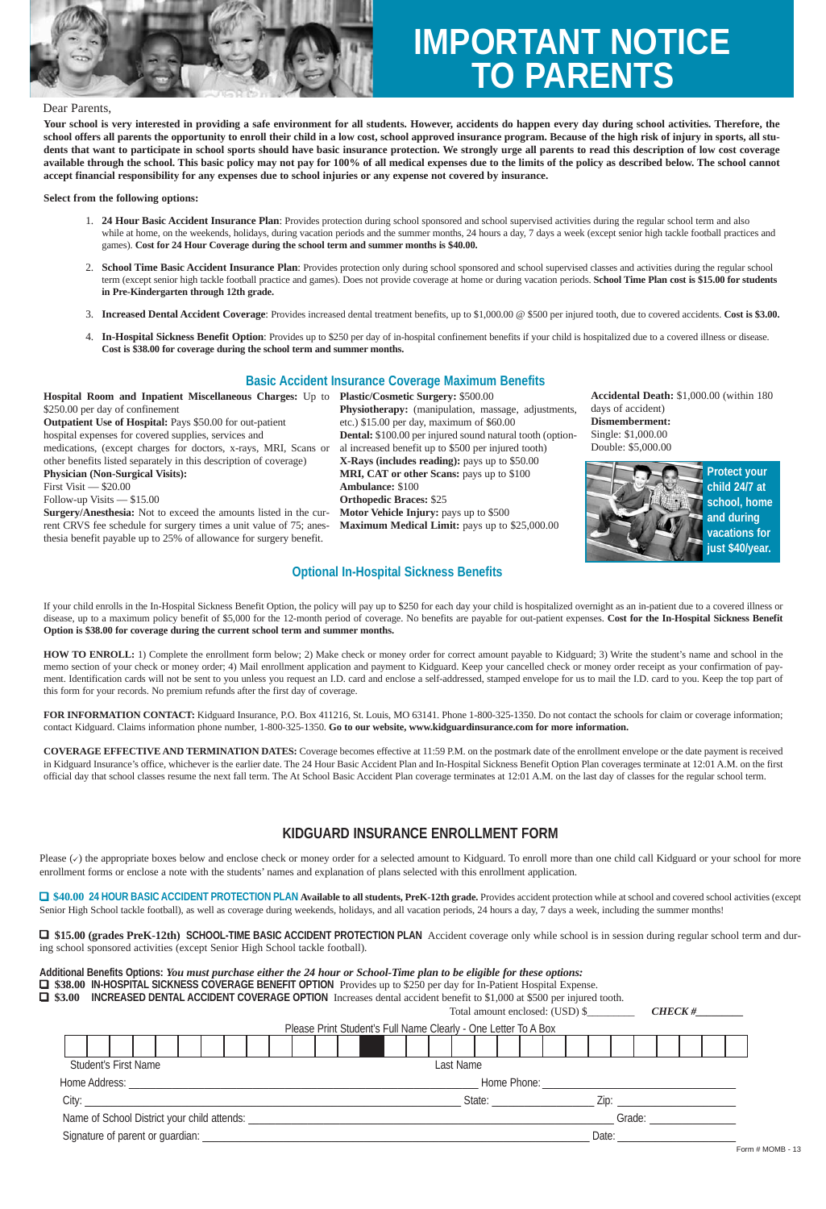# IMPORTANT NOTICE TO PARENTS

Dear Parents,

**Your school is very interested in providing a safe environment for all students. However, accidents do happen every day during school activities. Therefore, the school offers all parents the opportunity to enroll their child in a low cost, school approved insurance program. Because of the high risk of injury in sports, all students that want to participate in school sports should have basic insurance protection. We strongly urge all parents to read this description of low cost coverage available through the school. This basic policy may not pay for 100% of all medical expenses due to the limits of the policy as described below. The school cannot accept financial responsibility for any expenses due to school injuries or any expense not covered by insurance.**

**Select from the following options:**

1. **24 Hour Basic Accident Insurance Plan**: Provides protection during school sponsored and school supervised activities during the regular school term and also while at home, on the weekends, holidays, during vacation periods and the summer months, 24 hours a day, 7 days a week (except senior high tackle football practices and games). **Cost for 24 Hour Coverage during the school term and summer months is $40.00.**
2. **School Time Basic Accident Insurance Plan**: Provides protection only during school sponsored and school supervised classes and activities during the regular school term (except senior high tackle football practice and games). Does not provide coverage at home or during vacation periods. **School Time Plan cost is $15.00 for students in Pre-Kindergarten through 12th grade.**
3. **Increased Dental Accident Coverage**: Provides increased dental treatment benefits, up to $1,000.00 @ $500 per injured tooth, due to covered accidents. **Cost is $3.00.**
4. **In-Hospital Sickness Benefit Option**: Provides up to $250 per day of in-hospital confinement benefits if your child is hospitalized due to a covered illness or disease. **Cost is $38.00 for coverage during the school term and summer months.**

## Basic Accident Insurance Coverage Maximum Benefits

**Hospital Room and Inpatient Miscellaneous Charges:** Up to $250.00 per day of confinement

**Outpatient Use of Hospital:** Pays $50.00 for out-patient hospital expenses for covered supplies, services and medications, (except charges for doctors, x-rays, MRI, Scans or other benefits listed separately in this description of coverage)

**Physician (Non-Surgical Visits):**
First Visit — $20.00
Follow-up Visits — $15.00

**Surgery/Anesthesia:** Not to exceed the amounts listed in the current CRVS fee schedule for surgery times a unit value of 75; anesthesia benefit payable up to 25% of allowance for surgery benefit.

**Plastic/Cosmetic Surgery:** $500.00

**Physiotherapy:** (manipulation, massage, adjustments, etc.) $15.00 per day, maximum of $60.00

**Dental:** $100.00 per injured sound natural tooth (optional increased benefit up to $500 per injured tooth)

**X-Rays (includes reading):** pays up to $50.00

**MRI, CAT or other Scans:** pays up to $100

**Ambulance:** $100

**Orthopedic Braces:** $25

**Motor Vehicle Injury:** pays up to $500

**Maximum Medical Limit:** pays up to $25,000.00

**Accidental Death:** $1,000.00 (within 180 days of accident)

**Dismemberment:**
Single: $1,000.00
Double: $5,000.00

**Protect your child 24/7 at school, home and during vacations for just $40/year.**

## Optional In-Hospital Sickness Benefits

If your child enrolls in the In-Hospital Sickness Benefit Option, the policy will pay up to $250 for each day your child is hospitalized overnight as an in-patient due to a covered illness or disease, up to a maximum policy benefit of $5,000 for the 12-month period of coverage. No benefits are payable for out-patient expenses. **Cost for the In-Hospital Sickness Benefit Option is $38.00 for coverage during the current school term and summer months.**

**HOW TO ENROLL:** 1) Complete the enrollment form below; 2) Make check or money order for correct amount payable to Kidguard; 3) Write the student's name and school in the memo section of your check or money order; 4) Mail enrollment application and payment to Kidguard. Keep your cancelled check or money order receipt as your confirmation of payment. Identification cards will not be sent to you unless you request an I.D. card and enclose a self-addressed, stamped envelope for us to mail the I.D. card to you. Keep the top part of this form for your records. No premium refunds after the first day of coverage.

**FOR INFORMATION CONTACT:** Kidguard Insurance, P.O. Box 411216, St. Louis, MO 63141. Phone 1-800-325-1350. Do not contact the schools for claim or coverage information; contact Kidguard. Claims information phone number, 1-800-325-1350. **Go to our website, www.kidguardinsurance.com for more information.**

**COVERAGE EFFECTIVE AND TERMINATION DATES:** Coverage becomes effective at 11:59 P.M. on the postmark date of the enrollment envelope or the date payment is received in Kidguard Insurance's office, whichever is the earlier date. The 24 Hour Basic Accident Plan and In-Hospital Sickness Benefit Option Plan coverages terminate at 12:01 A.M. on the first official day that school classes resume the next fall term. The At School Basic Accident Plan coverage terminates at 12:01 A.M. on the last day of classes for the regular school term.

## KIDGUARD INSURANCE ENROLLMENT FORM

Please (✓) the appropriate boxes below and enclose check or money order for a selected amount to Kidguard. To enroll more than one child call Kidguard or your school for more enrollment forms or enclose a note with the students' names and explanation of plans selected with this enrollment application.

☐ **$40.00 24 HOUR BASIC ACCIDENT PROTECTION PLAN Available to all students, PreK-12th grade.** Provides accident protection while at school and covered school activities (except Senior High School tackle football), as well as coverage during weekends, holidays, and all vacation periods, 24 hours a day, 7 days a week, including the summer months!

☐ **$15.00 (grades PreK-12th) SCHOOL-TIME BASIC ACCIDENT PROTECTION PLAN** Accident coverage only while school is in session during regular school term and during school sponsored activities (except Senior High School tackle football).

**Additional Benefits Options:** ***You must purchase either the 24 hour or School-Time plan to be eligible for these options:***

☐ **$38.00 IN-HOSPITAL SICKNESS COVERAGE BENEFIT OPTION** Provides up to $250 per day for In-Patient Hospital Expense.

☐ **$3.00 INCREASED DENTAL ACCIDENT COVERAGE OPTION** Increases dental accident benefit to $1,000 at $500 per injured tooth.

Total amount enclosed: (USD) $________ ***CHECK #________***

Please Print Student's Full Name Clearly - One Letter To A Box

Student's First Name ______________________ Last Name ______________________

Home Address: ______________________ Home Phone: ______________________

City: ______________________ State: __________ Zip: __________

Name of School District your child attends: ______________________ Grade: __________

Signature of parent or guardian: ______________________ Date: __________

Form # MOMB - 13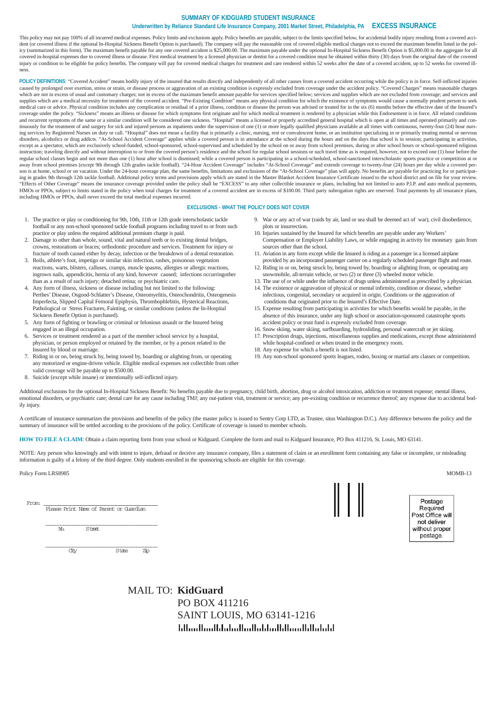## SUMMARY OF KIDGUARD STUDENT INSURANCE

**Underwritten by Reliance Standard Life Insurance Company, 2001 Market Street, Philadelphia, PA** **EXCESS INSURANCE**

This policy may not pay 100% of all incurred medical expenses. Policy limits and exclusions apply. Policy benefits are payable, subject to the limits specified below, for accidental bodily injury resulting from a covered accident (or covered illness if the optional In-Hospital Sickness Benefit Option is purchased). The company will pay the reasonable cost of covered eligible medical charges not to exceed the maximum benefits listed in the policy (summarized in this form). The maximum benefit payable for any one covered accident is $25,000.00. The maximum payable under the optional In-Hospital Sickness Benefit Option is $5,000.00 in the aggregate for all covered in-hospital expenses due to covered illness or disease. First medical treatment by a licensed physician or dentist for a covered condition must be obtained within thirty (30) days from the original date of the covered injury or condition to be eligible for policy benefits. The company will pay for covered medical charges for treatment and care rendered within 52 weeks after the date of a covered accident, up to 52 weeks for covered illness.

**POLICY DEFINITIONS**: "Covered Accident" means bodily injury of the insured that results directly and independently of all other causes from a covered accident occurring while the policy is in force. Self-inflicted injuries caused by prolonged over exertion, stress or strain, or disease process or aggravation of an existing condition is expressly excluded from coverage under the accident policy. "Covered Charges" means reasonable charges which are not in excess of usual and customary charges; not in excess of the maximum benefit amount payable for services specified below; services and supplies which are not excluded from coverage; and services and supplies which are a medical necessity for treatment of the covered accident. "Pre-Existing Condition" means any physical condition for which the existence of symptoms would cause a normally prudent person to seek medical care or advice. Physical condition includes any complication or residual of a prior illness, condition or disease the person was advised or treated for in the six (6) months before the effective date of the Insured's coverage under the policy. "Sickness" means an illness or disease for which symptoms first originate and for which medical treatment is rendered by a physician while this Endorsement is in force. All related conditions and recurrent symptoms of the same or a similar condition will be considered one sickness. "Hospital" means a licensed or properly accredited general hospital which is open at all times and operated primarily and continuously for the treatment of and surgery for sick and injured persons as inpatients under the supervision of one (1) or more legally qualified physicians available at all times with continuous, twenty-four (24) hour nursing services by Registered Nurses on duty or call. "Hospital" does not mean a facility that is primarily a clinic, nursing, rest or convalescent home, or an institution specializing in or primarily treating mental or nervous disorders, alcoholics or drug addicts. "At-School Accident Coverage" applies while a covered person is in attendance at the school during the hours and on the days that school is in session; participating in activities, except as a spectator, which are exclusively school-funded, school-sponsored, school-supervised and scheduled by the school on or away from school premises, during or after school hours or school-sponsored religious instruction; traveling directly and without interruption to or from the covered person's residence and the school for regular school sessions or such travel time as is required, however, not to exceed one (1) hour before the regular school classes begin and not more than one (1) hour after school is dismissed; while a covered person is participating in a school-scheduled, school-sanctioned interscholastic sports practice or competition at or away from school premises (except 9th through 12th grades tackle football). "24-Hour Accident Coverage" includes "At-School Coverage" and extends coverage to twenty-four (24) hours per day while a covered person is at home, school or on vacation. Under the 24-hour coverage plan, the same benefits, limitations and exclusions of the "At-School Coverage" plan will apply. No benefits are payable for practicing for or participating in grades 9th through 12th tackle football. Additional policy terms and provisions apply which are stated in the Master Blanket Accident Insurance Certificate issued to the school district and on file for your review. "Effects of Other Coverage" means the insurance coverage provided under the policy shall be "EXCESS" to any other collectible insurance or plans, including but not limited to auto P.I.P. and auto medical payments, HMOs or PPOs, subject to limits stated in the policy when total charges for treatment of a covered accident are in excess of $100.00. Third party subrogation rights are reserved. Total payments by all insurance plans, including HMOs or PPOs, shall never exceed the total medical expenses incurred.

### EXCLUSIONS - WHAT THE POLICY DOES NOT COVER

1. The practice or play or conditioning for 9th, 10th, 11th or 12th grade interscholastic tackle football or any non-school sponsored tackle football programs including travel to or from such practice or play unless the required additional premium charge is paid.
2. Damage to other than whole, sound, vital and natural teeth or to existing dental bridges, crowns, restorations or braces; orthodontic procedure and services. Treatment for injury or fracture of tooth caused either by decay, infection or the breakdown of a dental restoration.
3. Boils, athlete's foot, impetigo or similar skin infection, rashes, poisonous vegetation reactions, warts, blisters, calluses, cramps, muscle spasms, allergies or allergic reactions, ingrown nails, appendicitis, hernia of any kind, however caused; infections occurringother than as a result of such injury; detached retina; or psychiatric care.
4. Any form of illness, sickness or disease including but not limited to the following: Perthes' Disease, Osgood-Schlatter's Disease, Osteomyelitis, Osteochondritis, Osteogenesis Imperfecta, Slipped Capital Femoral Epiphysis, Thrombophlebitis, Hysterical Reactions, Pathological or Stress Fractures, Fainting, or similar conditions (unless the In-Hospital Sickness Benefit Option is purchased).
5. Any form of fighting or brawling or criminal or felonious assault or the Insured being engaged in an illegal occupation.
6. Services or treatment rendered as a part of the member school service by a hospital, physician, or person employed or retained by the member, or by a person related to the Insured by blood or marriage.
7. Riding in or on, being struck by, being towed by, boarding or alighting from, or operating any motorized or engine-driven vehicle. Eligible medical expenses not collectible from other valid coverage will be payable up to $500.00.
8. Suicide (except while insane) or intentionally self-inflicted injury.
9. War or any act of war (raids by air, land or sea shall be deemed act of war), civil disobedience, plots or insurrection.
10. Injuries sustained by the Insured for which benefits are payable under any Workers' Compensation or Employer Liability Laws, or while engaging in activity for monetary gain from sources other than the school.
11. Aviation in any form except while the Insured is riding as a passenger in a licensed airplane provided by an incorporated passenger carrier on a regularly scheduled passenger flight and route.
12. Riding in or on, being struck by, being towed by, boarding or alighting from, or operating any snowmobile, all-terrain vehicle, or two (2) or three (3) wheeled motor vehicle.
13. The use of or while under the influence of drugs unless administered as prescribed by a physician.
14. The existence or aggravation of physical or mental infirmity, condition or disease, whether infectious, congenital, secondary or acquired in origin. Conditions or the aggravation of conditions that originated prior to the Insured's Effective Date.
15. Expense resulting from participating in activities for which benefits would be payable, in the absence of this insurance, under any high school or association-sponsored catastrophe sports accident policy or trust fund is expressly excluded from coverage.
16. Snow skiing, water skiing, surfboarding, hydrosliding, personal watercraft or jet skiing.
17. Prescription drugs, injections, miscellaneous supplies and medications, except those administered while hospital-confined or when treated in the emergency room.
18. Any expense for which a benefit is not listed.
19. Any non-school sponsored sports leagues, rodeo, boxing or martial arts classes or competition.

Additional exclusions for the optional In-Hospital Sickness Benefit: No benefits payable due to pregnancy, child birth, abortion, drug or alcohol intoxication, addiction or treatment expense; mental illness, emotional disorders, or psychiatric care; dental care for any cause including TMJ; any out-patient visit, treatment or service; any pre-existing condition or recurrence thereof; any expense due to accidental bodily injury.

A certificate of insurance summarizes the provisions and benefits of the policy (the master policy is issued to Sentry Corp LTD, as Trustee, situs Washington D.C.). Any difference between the policy and the summary of insurance will be settled according to the provisions of the policy. Certificate of coverage is issued to member schools.

**HOW TO FILE A CLAIM**: Obtain a claim reporting form from your school or Kidguard. Complete the form and mail to Kidguard Insurance, PO Box 411216, St. Louis, MO 63141.

NOTE: Any person who knowingly and with intent to injure, defraud or deceive any insurance company, files a statement of claim or an enrollment form containing any false or incomplete, or misleading information is guilty of a felony of the third degree. Only students enrolled in the sponsoring schools are eligible for this coverage.

Policy Form LRS8985

MOMB-13

From: ______________________________
Please Print Name of Parent or Guardian

______________________________
No. Street

______________________________
City State Zip

Postage Required Post Office will not deliver without proper postage.

MAIL TO: **KidGuard**
PO BOX 411216
SAINT LOUIS, MO 63141-1216